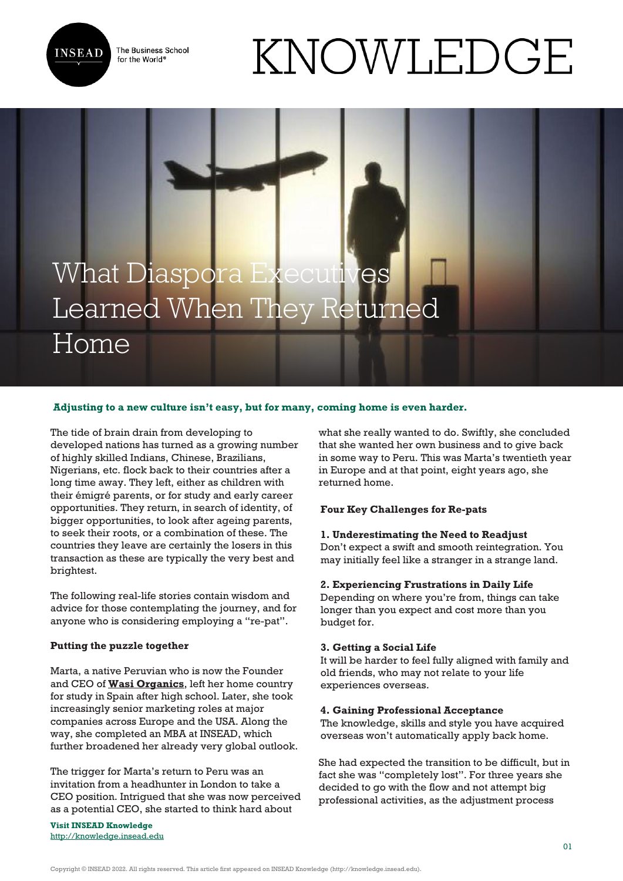# What Diaspora Executives Learned When They Returned Home

**Adjusting to a new culture isn't easy, but for many, coming home is even harder.**

The tide of brain drain from developing to developed nations has turned as a growing number of highly skilled Indians, Chinese, Brazilians, Nigerians, etc. flock back to their countries after a long time away. They left, either as children with their émigré parents, or for study and early career opportunities. They return, in search of identity, of bigger opportunities, to look after ageing parents, to seek their roots, or a combination of these. The countries they leave are certainly the losers in this transaction as these are typically the very best and brightest.

The following real-life stories contain wisdom and advice for those contemplating the journey, and for anyone who is considering employing a "re-pat".

**Putting the puzzle together**

Marta, a native Peruvian who is now the Founder and CEO of **Wasi Organics**, left her home country for study in Spain after high school. Later, she took increasingly senior marketing roles at major companies across Europe and the USA. Along the way, she completed an MBA at INSEAD, which further broadened her already very global outlook.

The trigger for Marta's return to Peru was an invitation from a headhunter in London to take a CEO position. Intrigued that she was now perceived as a potential CEO, she started to think hard about what she really wanted to do. Swiftly, she concluded that she wanted her own business and to give back in some way to Peru. This was Marta's twentieth year in Europe and at that point, eight years ago, she returned home.

**Four Key Challenges for Re-pats**

**1. Underestimating the Need to Readjust**
Don't expect a swift and smooth reintegration. You may initially feel like a stranger in a strange land.

**2. Experiencing Frustrations in Daily Life**
Depending on where you're from, things can take longer than you expect and cost more than you budget for.

**3. Getting a Social Life**
It will be harder to feel fully aligned with family and old friends, who may not relate to your life experiences overseas.

**4. Gaining Professional Acceptance**
The knowledge, skills and style you have acquired overseas won't automatically apply back home.

She had expected the transition to be difficult, but in fact she was "completely lost". For three years she decided to go with the flow and not attempt big professional activities, as the adjustment process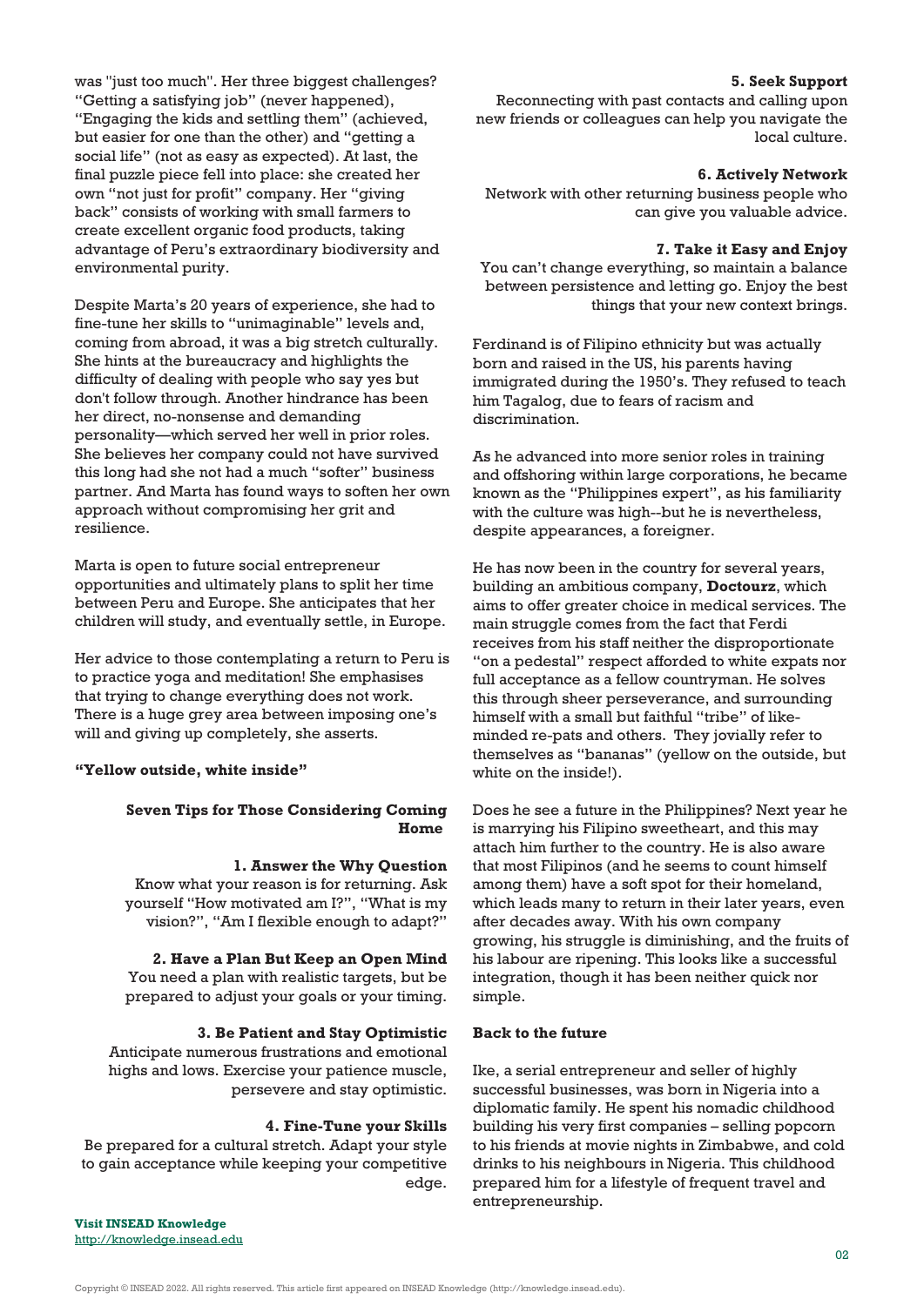was "just too much". Her three biggest challenges? "Getting a satisfying job" (never happened), "Engaging the kids and settling them" (achieved, but easier for one than the other) and "getting a social life" (not as easy as expected). At last, the final puzzle piece fell into place: she created her own "not just for profit" company. Her "giving back" consists of working with small farmers to create excellent organic food products, taking advantage of Peru's extraordinary biodiversity and environmental purity.

Despite Marta's 20 years of experience, she had to fine-tune her skills to "unimaginable" levels and, coming from abroad, it was a big stretch culturally. She hints at the bureaucracy and highlights the difficulty of dealing with people who say yes but don't follow through. Another hindrance has been her direct, no-nonsense and demanding personality—which served her well in prior roles. She believes her company could not have survived this long had she not had a much "softer" business partner. And Marta has found ways to soften her own approach without compromising her grit and resilience.

Marta is open to future social entrepreneur opportunities and ultimately plans to split her time between Peru and Europe. She anticipates that her children will study, and eventually settle, in Europe.

Her advice to those contemplating a return to Peru is to practice yoga and meditation! She emphasises that trying to change everything does not work. There is a huge grey area between imposing one's will and giving up completely, she asserts.

**"Yellow outside, white inside"**

**Seven Tips for Those Considering Coming Home**

**1. Answer the Why Question**
Know what your reason is for returning. Ask yourself "How motivated am I?", "What is my vision?", "Am I flexible enough to adapt?"

**2. Have a Plan But Keep an Open Mind**
You need a plan with realistic targets, but be prepared to adjust your goals or your timing.

**3. Be Patient and Stay Optimistic**
Anticipate numerous frustrations and emotional highs and lows. Exercise your patience muscle, persevere and stay optimistic.

**4. Fine-Tune your Skills**
Be prepared for a cultural stretch. Adapt your style to gain acceptance while keeping your competitive edge.

**5. Seek Support**
Reconnecting with past contacts and calling upon new friends or colleagues can help you navigate the local culture.

**6. Actively Network**
Network with other returning business people who can give you valuable advice.

**7. Take it Easy and Enjoy**
You can't change everything, so maintain a balance between persistence and letting go. Enjoy the best things that your new context brings.

Ferdinand is of Filipino ethnicity but was actually born and raised in the US, his parents having immigrated during the 1950's. They refused to teach him Tagalog, due to fears of racism and discrimination.

As he advanced into more senior roles in training and offshoring within large corporations, he became known as the "Philippines expert", as his familiarity with the culture was high--but he is nevertheless, despite appearances, a foreigner.

He has now been in the country for several years, building an ambitious company, **Doctourz**, which aims to offer greater choice in medical services. The main struggle comes from the fact that Ferdi receives from his staff neither the disproportionate "on a pedestal" respect afforded to white expats nor full acceptance as a fellow countryman. He solves this through sheer perseverance, and surrounding himself with a small but faithful "tribe" of like-minded re-pats and others. They jovially refer to themselves as "bananas" (yellow on the outside, but white on the inside!).

Does he see a future in the Philippines? Next year he is marrying his Filipino sweetheart, and this may attach him further to the country. He is also aware that most Filipinos (and he seems to count himself among them) have a soft spot for their homeland, which leads many to return in their later years, even after decades away. With his own company growing, his struggle is diminishing, and the fruits of his labour are ripening. This looks like a successful integration, though it has been neither quick nor simple.

**Back to the future**

Ike, a serial entrepreneur and seller of highly successful businesses, was born in Nigeria into a diplomatic family. He spent his nomadic childhood building his very first companies – selling popcorn to his friends at movie nights in Zimbabwe, and cold drinks to his neighbours in Nigeria. This childhood prepared him for a lifestyle of frequent travel and entrepreneurship.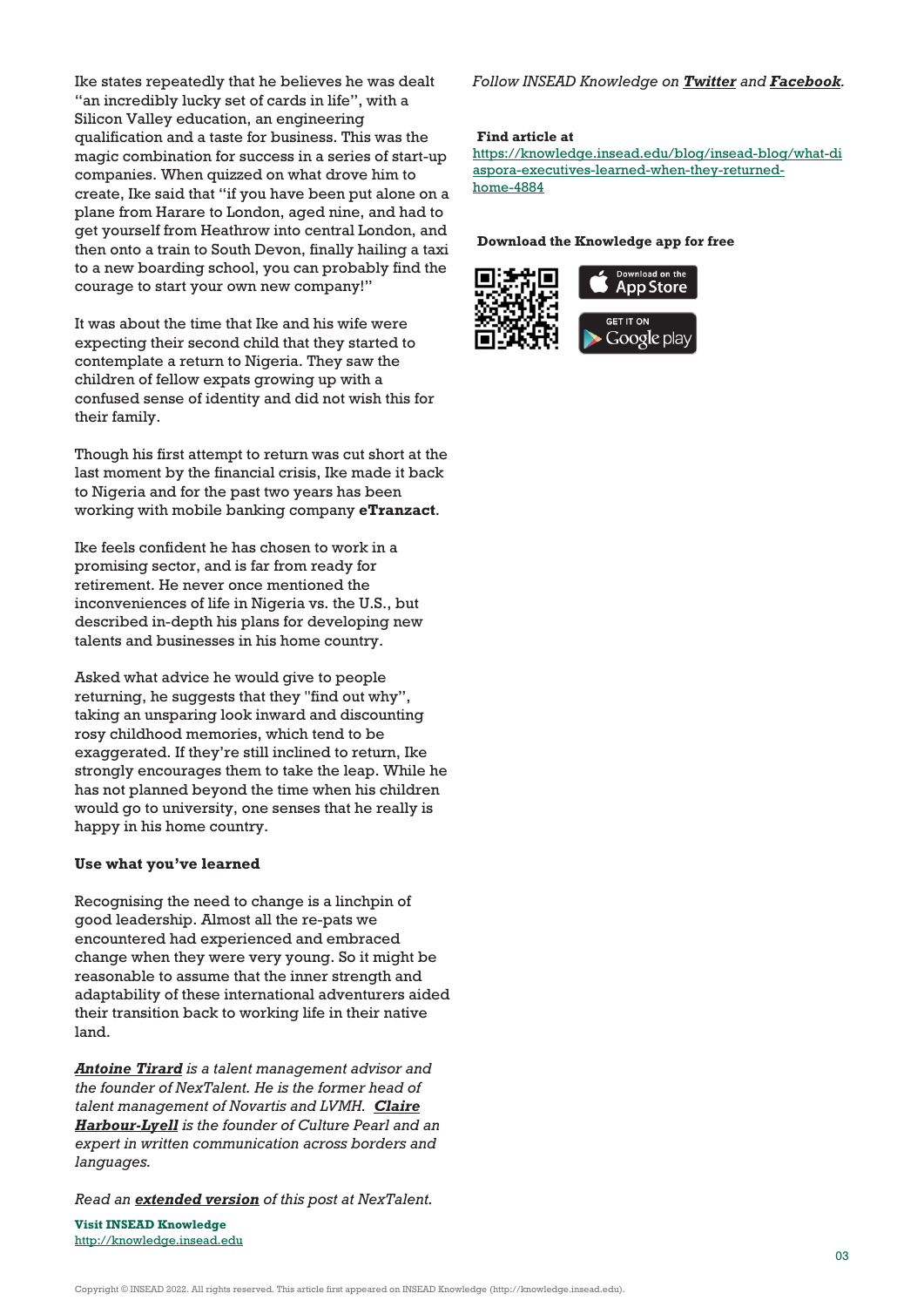Ike states repeatedly that he believes he was dealt "an incredibly lucky set of cards in life", with a Silicon Valley education, an engineering qualification and a taste for business. This was the magic combination for success in a series of start-up companies. When quizzed on what drove him to create, Ike said that "if you have been put alone on a plane from Harare to London, aged nine, and had to get yourself from Heathrow into central London, and then onto a train to South Devon, finally hailing a taxi to a new boarding school, you can probably find the courage to start your own new company!"

It was about the time that Ike and his wife were expecting their second child that they started to contemplate a return to Nigeria. They saw the children of fellow expats growing up with a confused sense of identity and did not wish this for their family.

Though his first attempt to return was cut short at the last moment by the financial crisis, Ike made it back to Nigeria and for the past two years has been working with mobile banking company **eTranzact**.

Ike feels confident he has chosen to work in a promising sector, and is far from ready for retirement. He never once mentioned the inconveniences of life in Nigeria vs. the U.S., but described in-depth his plans for developing new talents and businesses in his home country.

Asked what advice he would give to people returning, he suggests that they "find out why", taking an unsparing look inward and discounting rosy childhood memories, which tend to be exaggerated. If they're still inclined to return, Ike strongly encourages them to take the leap. While he has not planned beyond the time when his children would go to university, one senses that he really is happy in his home country.

**Use what you've learned**

Recognising the need to change is a linchpin of good leadership. Almost all the re-pats we encountered had experienced and embraced change when they were very young. So it might be reasonable to assume that the inner strength and adaptability of these international adventurers aided their transition back to working life in their native land.

***Antoine Tirard*** *is a talent management advisor and the founder of NexTalent. He is the former head of talent management of Novartis and LVMH.* ***Claire Harbour-Lyell*** *is the founder of Culture Pearl and an expert in written communication across borders and languages.*

*Read an* ***extended version*** *of this post at NexTalent.*

**Visit INSEAD Knowledge**
http://knowledge.insead.edu

*Follow INSEAD Knowledge on* ***Twitter*** *and* ***Facebook****.*

**Find article at**
https://knowledge.insead.edu/blog/insead-blog/what-diaspora-executives-learned-when-they-returned-home-4884

**Download the Knowledge app for free**

Copyright © INSEAD 2022. All rights reserved. This article first appeared on INSEAD Knowledge (http://knowledge.insead.edu).